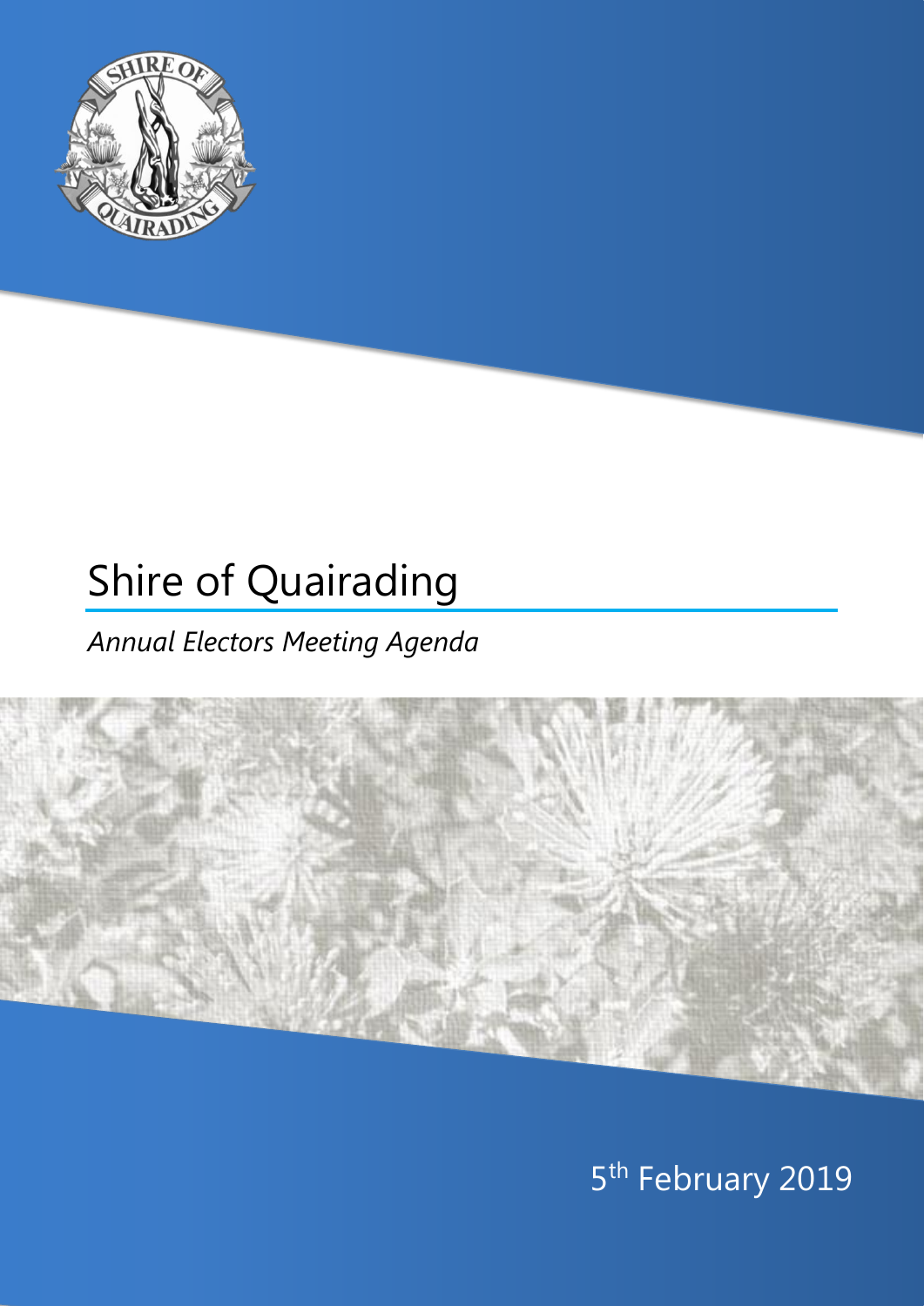# Shire of Quairading

*Annual Electors Meeting Agenda*

5th February 2019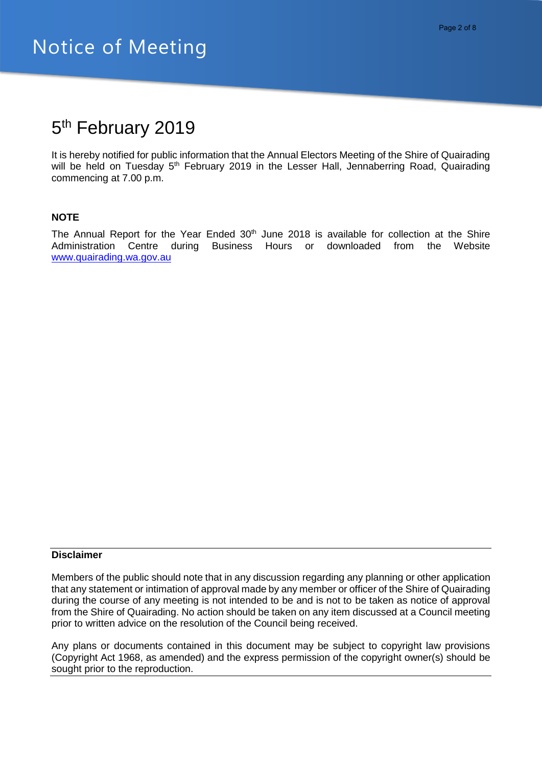# Notice of Meeting

## 5th February 2019

It is hereby notified for public information that the Annual Electors Meeting of the Shire of Quairading will be held on Tuesday 5th February 2019 in the Lesser Hall, Jennaberring Road, Quairading commencing at 7.00 p.m.

**NOTE**

The Annual Report for the Year Ended 30th June 2018 is available for collection at the Shire Administration Centre during Business Hours or downloaded from the Website www.quairading.wa.gov.au

---

**Disclaimer**

Members of the public should note that in any discussion regarding any planning or other application that any statement or intimation of approval made by any member or officer of the Shire of Quairading during the course of any meeting is not intended to be and is not to be taken as notice of approval from the Shire of Quairading. No action should be taken on any item discussed at a Council meeting prior to written advice on the resolution of the Council being received.

Any plans or documents contained in this document may be subject to copyright law provisions (Copyright Act 1968, as amended) and the express permission of the copyright owner(s) should be sought prior to the reproduction.

---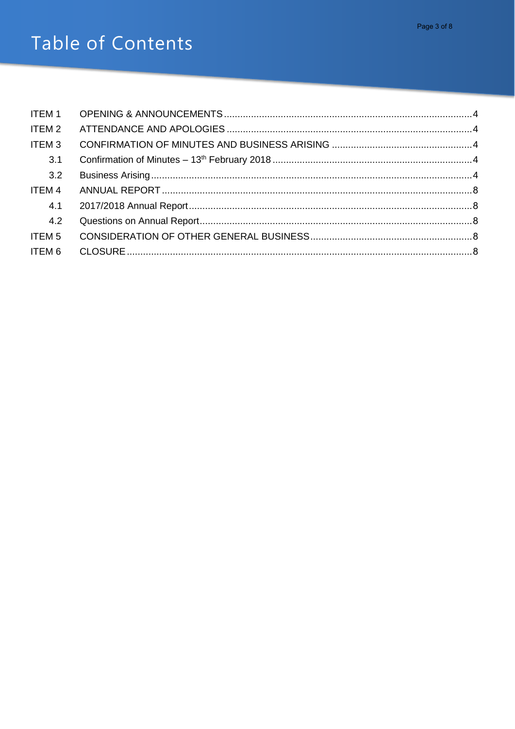# Table of Contents

| | | |
|---|---|---|
| ITEM 1 | OPENING & ANNOUNCEMENTS | 4 |
| ITEM 2 | ATTENDANCE AND APOLOGIES | 4 |
| ITEM 3 | CONFIRMATION OF MINUTES AND BUSINESS ARISING | 4 |
| 3.1 | Confirmation of Minutes – 13th February 2018 | 4 |
| 3.2 | Business Arising | 4 |
| ITEM 4 | ANNUAL REPORT | 8 |
| 4.1 | 2017/2018 Annual Report | 8 |
| 4.2 | Questions on Annual Report | 8 |
| ITEM 5 | CONSIDERATION OF OTHER GENERAL BUSINESS | 8 |
| ITEM 6 | CLOSURE | 8 |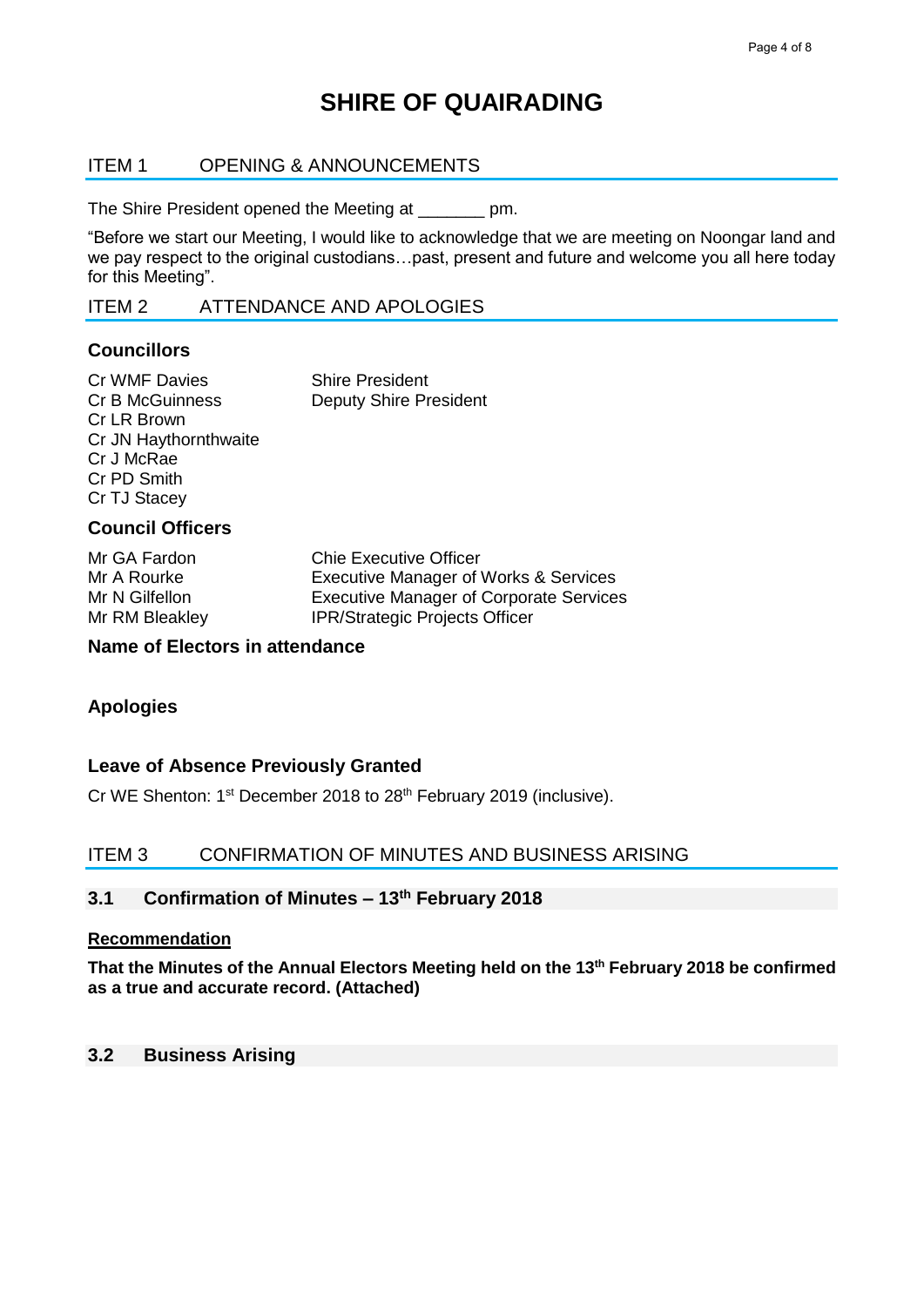# SHIRE OF QUAIRADING

## ITEM 1 OPENING & ANNOUNCEMENTS

The Shire President opened the Meeting at _______ pm.

"Before we start our Meeting, I would like to acknowledge that we are meeting on Noongar land and we pay respect to the original custodians…past, present and future and welcome you all here today for this Meeting".

## ITEM 2 ATTENDANCE AND APOLOGIES

### Councillors

| | |
|---|---|
| Cr WMF Davies | Shire President |
| Cr B McGuinness | Deputy Shire President |
| Cr LR Brown | |
| Cr JN Haythornthwaite | |
| Cr J McRae | |
| Cr PD Smith | |
| Cr TJ Stacey | |

### Council Officers

| | |
|---|---|
| Mr GA Fardon | Chie Executive Officer |
| Mr A Rourke | Executive Manager of Works & Services |
| Mr N Gilfellon | Executive Manager of Corporate Services |
| Mr RM Bleakley | IPR/Strategic Projects Officer |

### Name of Electors in attendance

### Apologies

### Leave of Absence Previously Granted

Cr WE Shenton: 1st December 2018 to 28th February 2019 (inclusive).

## ITEM 3 CONFIRMATION OF MINUTES AND BUSINESS ARISING

### 3.1 Confirmation of Minutes – 13th February 2018

**Recommendation**

**That the Minutes of the Annual Electors Meeting held on the 13th February 2018 be confirmed as a true and accurate record. (Attached)**

### 3.2 Business Arising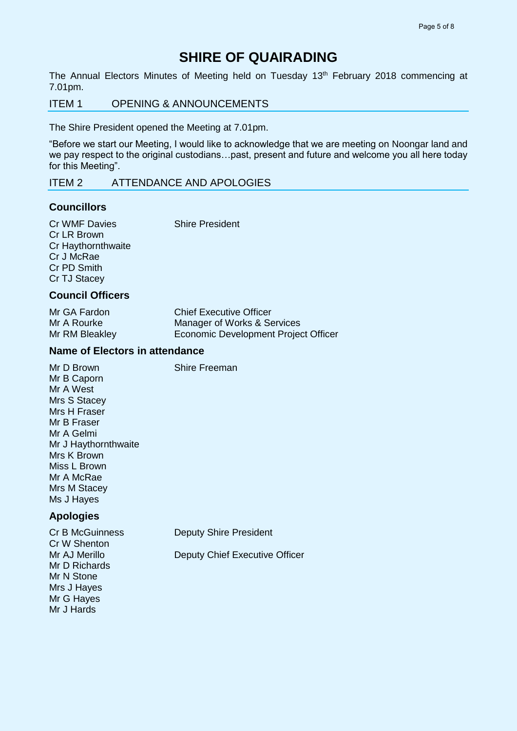# SHIRE OF QUAIRADING

The Annual Electors Minutes of Meeting held on Tuesday 13th February 2018 commencing at 7.01pm.

## ITEM 1 OPENING & ANNOUNCEMENTS

The Shire President opened the Meeting at 7.01pm.

"Before we start our Meeting, I would like to acknowledge that we are meeting on Noongar land and we pay respect to the original custodians…past, present and future and welcome you all here today for this Meeting".

## ITEM 2 ATTENDANCE AND APOLOGIES

### Councillors

| | |
|---|---|
| Cr WMF Davies | Shire President |
| Cr LR Brown | |
| Cr Haythornthwaite | |
| Cr J McRae | |
| Cr PD Smith | |
| Cr TJ Stacey | |

### Council Officers

| | |
|---|---|
| Mr GA Fardon | Chief Executive Officer |
| Mr A Rourke | Manager of Works & Services |
| Mr RM Bleakley | Economic Development Project Officer |

### Name of Electors in attendance

| | |
|---|---|
| Mr D Brown | Shire Freeman |
| Mr B Caporn | |
| Mr A West | |
| Mrs S Stacey | |
| Mrs H Fraser | |
| Mr B Fraser | |
| Mr A Gelmi | |
| Mr J Haythornthwaite | |
| Mrs K Brown | |
| Miss L Brown | |
| Mr A McRae | |
| Mrs M Stacey | |
| Ms J Hayes | |

### Apologies

| | |
|---|---|
| Cr B McGuinness | Deputy Shire President |
| Cr W Shenton | |
| Mr AJ Merillo | Deputy Chief Executive Officer |
| Mr D Richards | |
| Mr N Stone | |
| Mrs J Hayes | |
| Mr G Hayes | |
| Mr J Hards | |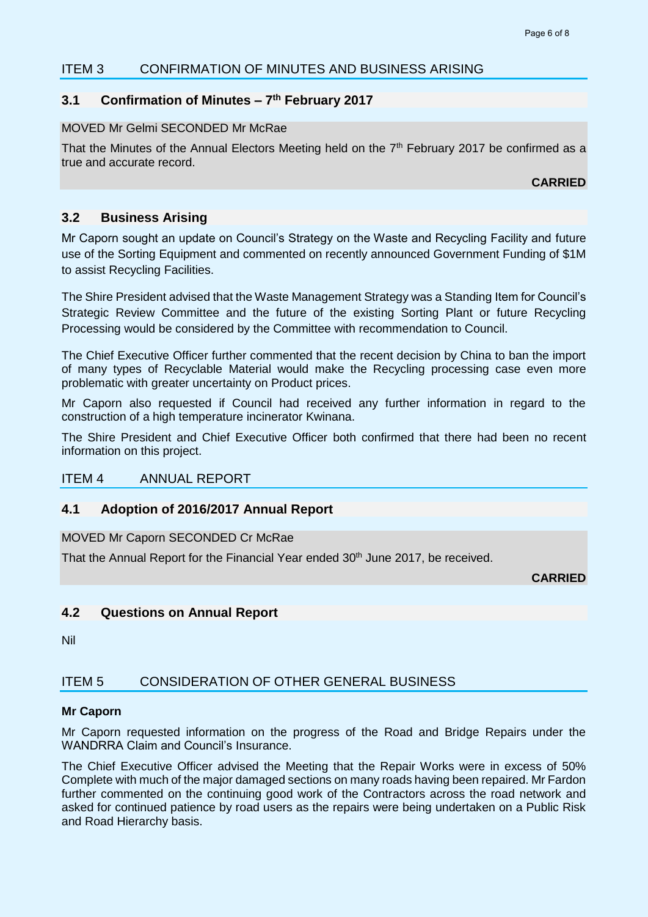## ITEM 3 CONFIRMATION OF MINUTES AND BUSINESS ARISING

### 3.1 Confirmation of Minutes – 7th February 2017

MOVED Mr Gelmi SECONDED Mr McRae

That the Minutes of the Annual Electors Meeting held on the 7th February 2017 be confirmed as a true and accurate record.

**CARRIED**

### 3.2 Business Arising

Mr Caporn sought an update on Council's Strategy on the Waste and Recycling Facility and future use of the Sorting Equipment and commented on recently announced Government Funding of $1M to assist Recycling Facilities.

The Shire President advised that the Waste Management Strategy was a Standing Item for Council's Strategic Review Committee and the future of the existing Sorting Plant or future Recycling Processing would be considered by the Committee with recommendation to Council.

The Chief Executive Officer further commented that the recent decision by China to ban the import of many types of Recyclable Material would make the Recycling processing case even more problematic with greater uncertainty on Product prices.

Mr Caporn also requested if Council had received any further information in regard to the construction of a high temperature incinerator Kwinana.

The Shire President and Chief Executive Officer both confirmed that there had been no recent information on this project.

## ITEM 4 ANNUAL REPORT

### 4.1 Adoption of 2016/2017 Annual Report

MOVED Mr Caporn SECONDED Cr McRae

That the Annual Report for the Financial Year ended 30th June 2017, be received.

**CARRIED**

### 4.2 Questions on Annual Report

Nil

## ITEM 5 CONSIDERATION OF OTHER GENERAL BUSINESS

**Mr Caporn**

Mr Caporn requested information on the progress of the Road and Bridge Repairs under the WANDRRA Claim and Council's Insurance.

The Chief Executive Officer advised the Meeting that the Repair Works were in excess of 50% Complete with much of the major damaged sections on many roads having been repaired. Mr Fardon further commented on the continuing good work of the Contractors across the road network and asked for continued patience by road users as the repairs were being undertaken on a Public Risk and Road Hierarchy basis.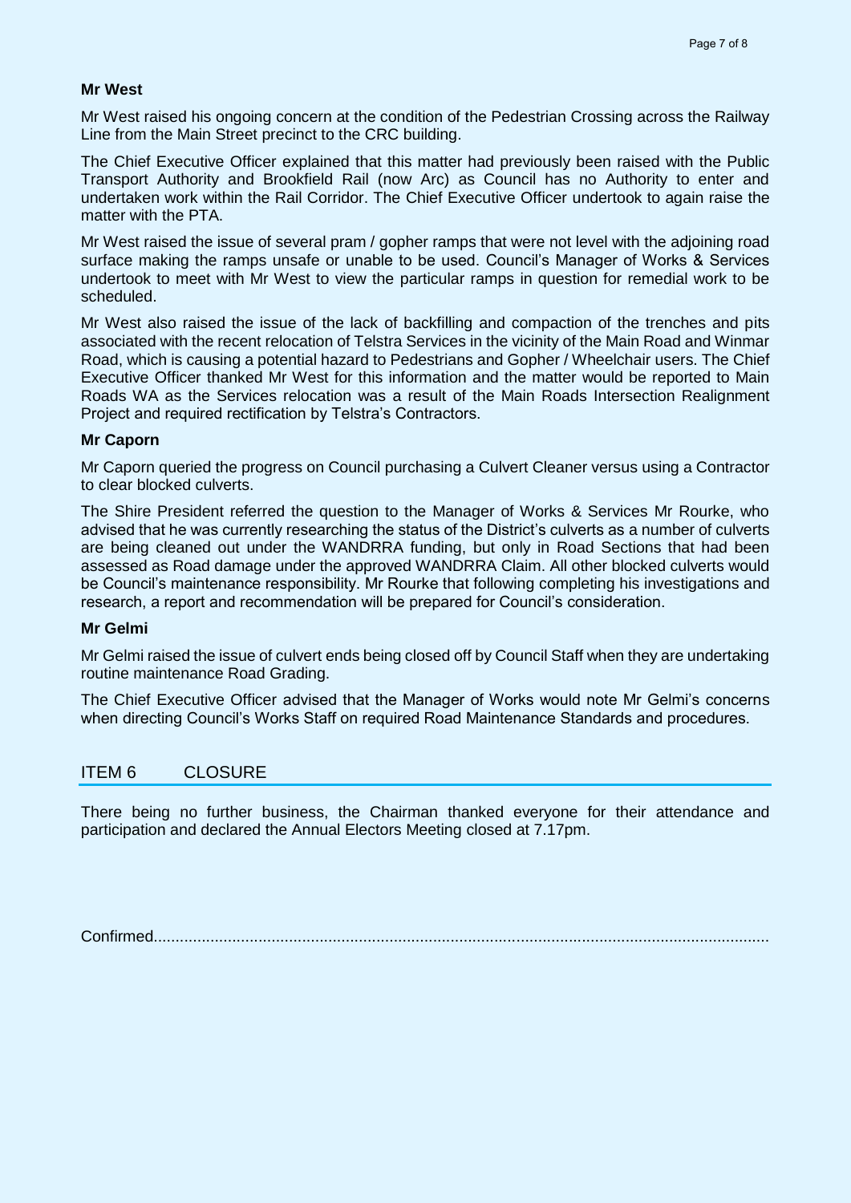**Mr West**

Mr West raised his ongoing concern at the condition of the Pedestrian Crossing across the Railway Line from the Main Street precinct to the CRC building.

The Chief Executive Officer explained that this matter had previously been raised with the Public Transport Authority and Brookfield Rail (now Arc) as Council has no Authority to enter and undertaken work within the Rail Corridor. The Chief Executive Officer undertook to again raise the matter with the PTA.

Mr West raised the issue of several pram / gopher ramps that were not level with the adjoining road surface making the ramps unsafe or unable to be used. Council's Manager of Works & Services undertook to meet with Mr West to view the particular ramps in question for remedial work to be scheduled.

Mr West also raised the issue of the lack of backfilling and compaction of the trenches and pits associated with the recent relocation of Telstra Services in the vicinity of the Main Road and Winmar Road, which is causing a potential hazard to Pedestrians and Gopher / Wheelchair users. The Chief Executive Officer thanked Mr West for this information and the matter would be reported to Main Roads WA as the Services relocation was a result of the Main Roads Intersection Realignment Project and required rectification by Telstra's Contractors.

**Mr Caporn**

Mr Caporn queried the progress on Council purchasing a Culvert Cleaner versus using a Contractor to clear blocked culverts.

The Shire President referred the question to the Manager of Works & Services Mr Rourke, who advised that he was currently researching the status of the District's culverts as a number of culverts are being cleaned out under the WANDRRA funding, but only in Road Sections that had been assessed as Road damage under the approved WANDRRA Claim. All other blocked culverts would be Council's maintenance responsibility. Mr Rourke that following completing his investigations and research, a report and recommendation will be prepared for Council's consideration.

**Mr Gelmi**

Mr Gelmi raised the issue of culvert ends being closed off by Council Staff when they are undertaking routine maintenance Road Grading.

The Chief Executive Officer advised that the Manager of Works would note Mr Gelmi's concerns when directing Council's Works Staff on required Road Maintenance Standards and procedures.

## ITEM 6 CLOSURE

There being no further business, the Chairman thanked everyone for their attendance and participation and declared the Annual Electors Meeting closed at 7.17pm.

Confirmed............................................................................................................................................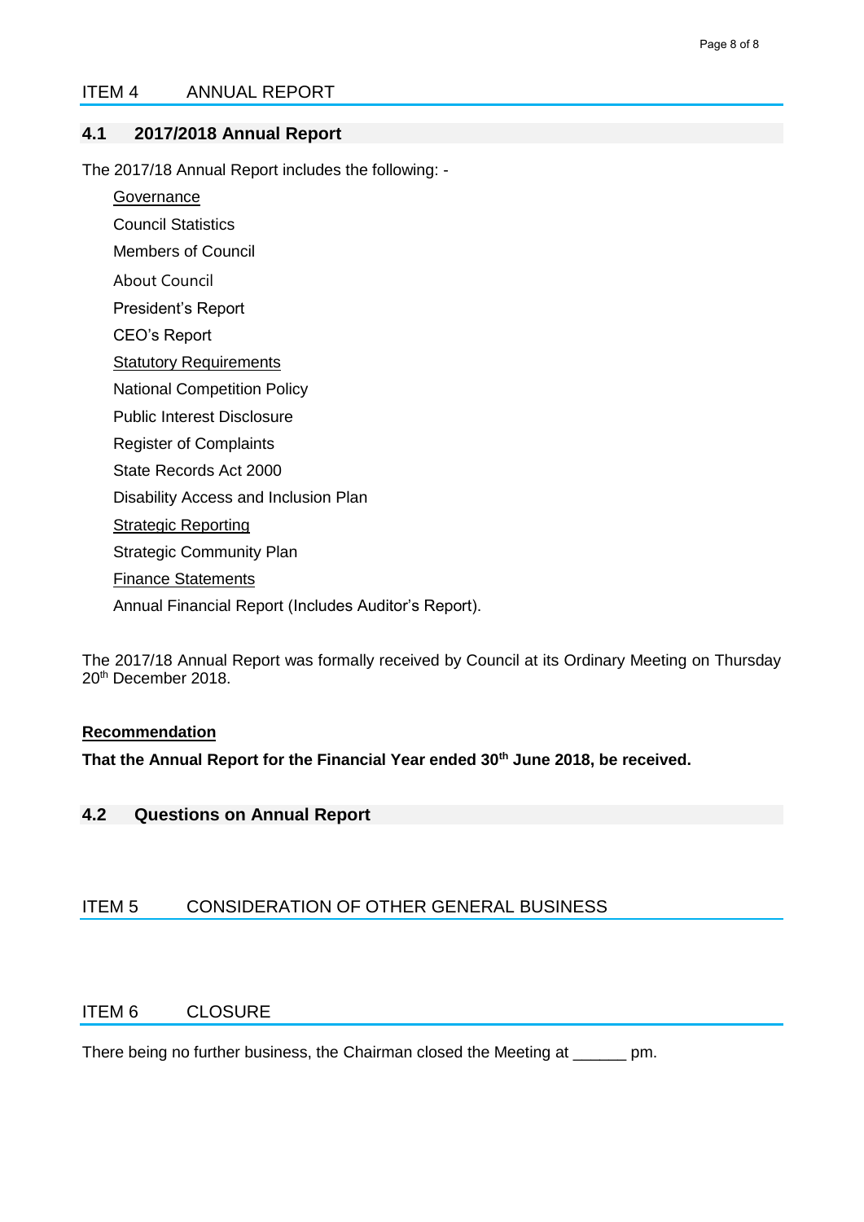## ITEM 4 ANNUAL REPORT

### 4.1 2017/2018 Annual Report

The 2017/18 Annual Report includes the following: -

<u>Governance</u>

Council Statistics

Members of Council

About Council

President's Report

CEO's Report

<u>Statutory Requirements</u>

National Competition Policy

Public Interest Disclosure

Register of Complaints

State Records Act 2000

Disability Access and Inclusion Plan

<u>Strategic Reporting</u>

Strategic Community Plan

<u>Finance Statements</u>

Annual Financial Report (Includes Auditor's Report).

The 2017/18 Annual Report was formally received by Council at its Ordinary Meeting on Thursday 20th December 2018.

**<u>Recommendation</u>**

**That the Annual Report for the Financial Year ended 30th June 2018, be received.**

### 4.2 Questions on Annual Report

## ITEM 5 CONSIDERATION OF OTHER GENERAL BUSINESS

## ITEM 6 CLOSURE

There being no further business, the Chairman closed the Meeting at ______ pm.